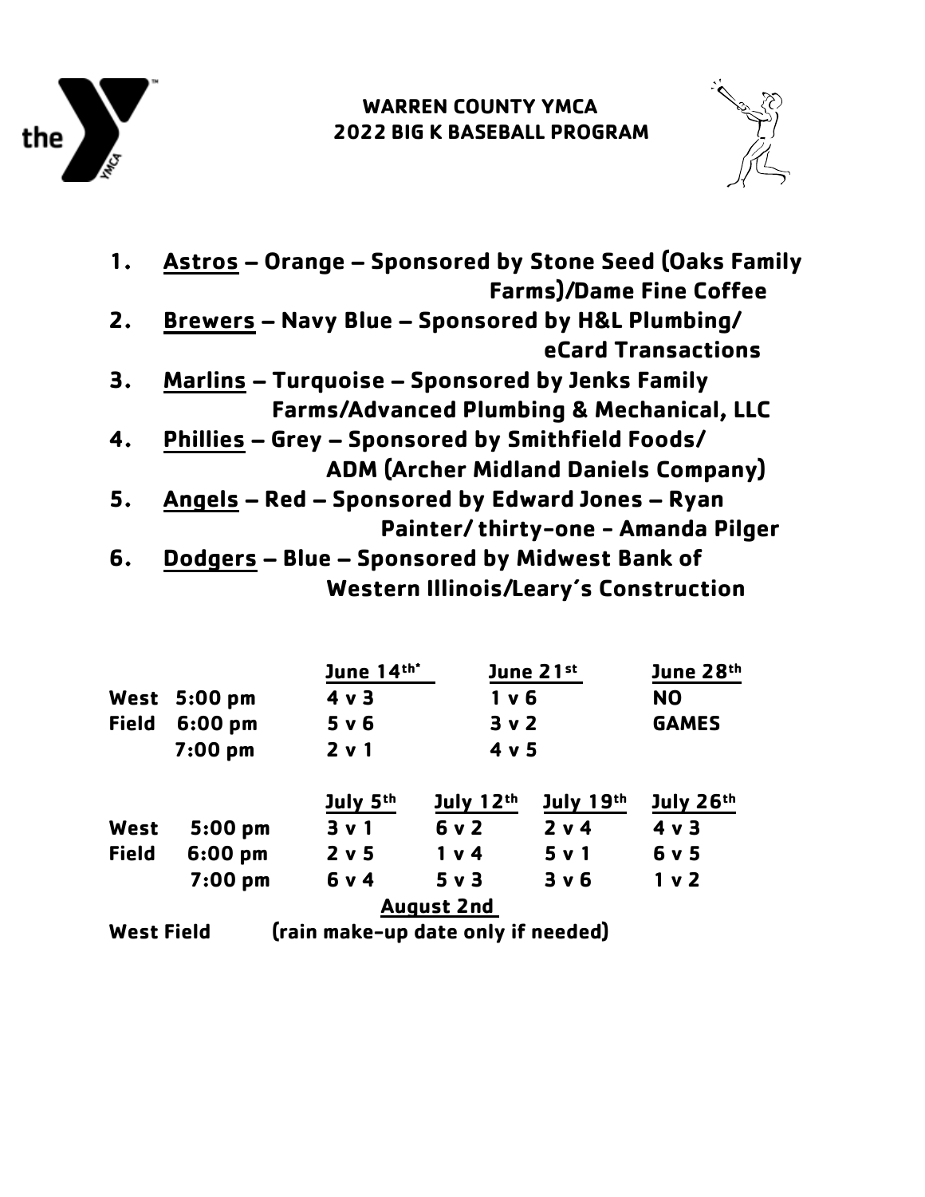# WARREN COUNTY YMCA
## 2022 BIG K BASEBALL PROGRAM

1. **Astros – Orange – Sponsored by Stone Seed (Oaks Family Farms)/Dame Fine Coffee**
2. **Brewers – Navy Blue – Sponsored by H&L Plumbing/ eCard Transactions**
3. **Marlins – Turquoise – Sponsored by Jenks Family Farms/Advanced Plumbing & Mechanical, LLC**
4. **Phillies – Grey – Sponsored by Smithfield Foods/ ADM (Archer Midland Daniels Company)**
5. **Angels – Red – Sponsored by Edward Jones – Ryan Painter/ thirty-one - Amanda Pilger**
6. **Dodgers – Blue – Sponsored by Midwest Bank of Western Illinois/Leary's Construction**

| | | June 14th* | June 21st | June 28th |
|---|---|---|---|---|
| West | 5:00 pm | 4 v 3 | 1 v 6 | NO |
| Field | 6:00 pm | 5 v 6 | 3 v 2 | GAMES |
| | 7:00 pm | 2 v 1 | 4 v 5 | |

| | | July 5th | July 12th | July 19th | July 26th |
|---|---|---|---|---|---|
| West | 5:00 pm | 3 v 1 | 6 v 2 | 2 v 4 | 4 v 3 |
| Field | 6:00 pm | 2 v 5 | 1 v 4 | 5 v 1 | 6 v 5 |
| | 7:00 pm | 6 v 4 | 5 v 3 | 3 v 6 | 1 v 2 |

**August 2nd**

**West Field** (rain make-up date only if needed)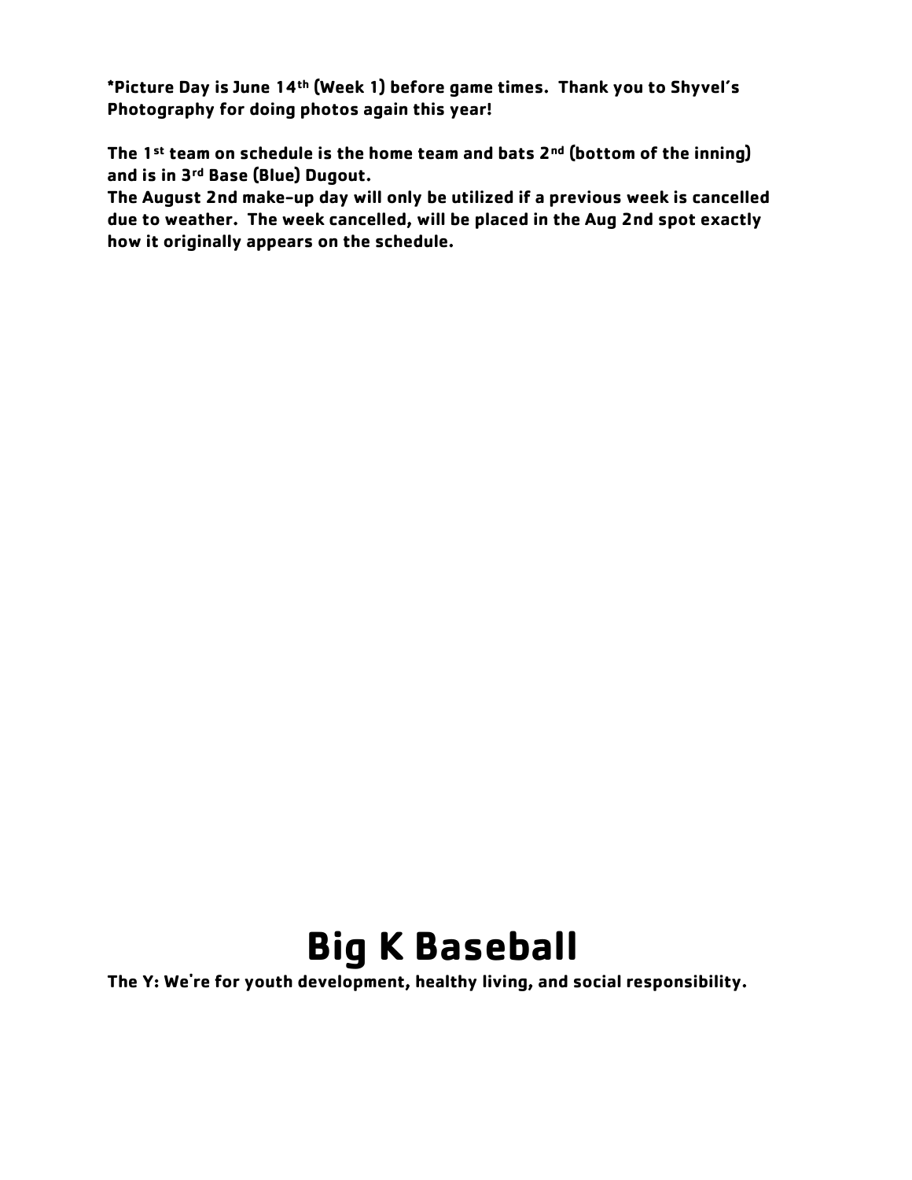**\*Picture Day is June 14th (Week 1) before game times. Thank you to Shyvel's Photography for doing photos again this year!**

**The 1st team on schedule is the home team and bats 2nd (bottom of the inning) and is in 3rd Base (Blue) Dugout.**
**The August 2nd make-up day will only be utilized if a previous week is cancelled due to weather. The week cancelled, will be placed in the Aug 2nd spot exactly how it originally appears on the schedule.**

# Big K Baseball

**The Y: We're for youth development, healthy living, and social responsibility.**